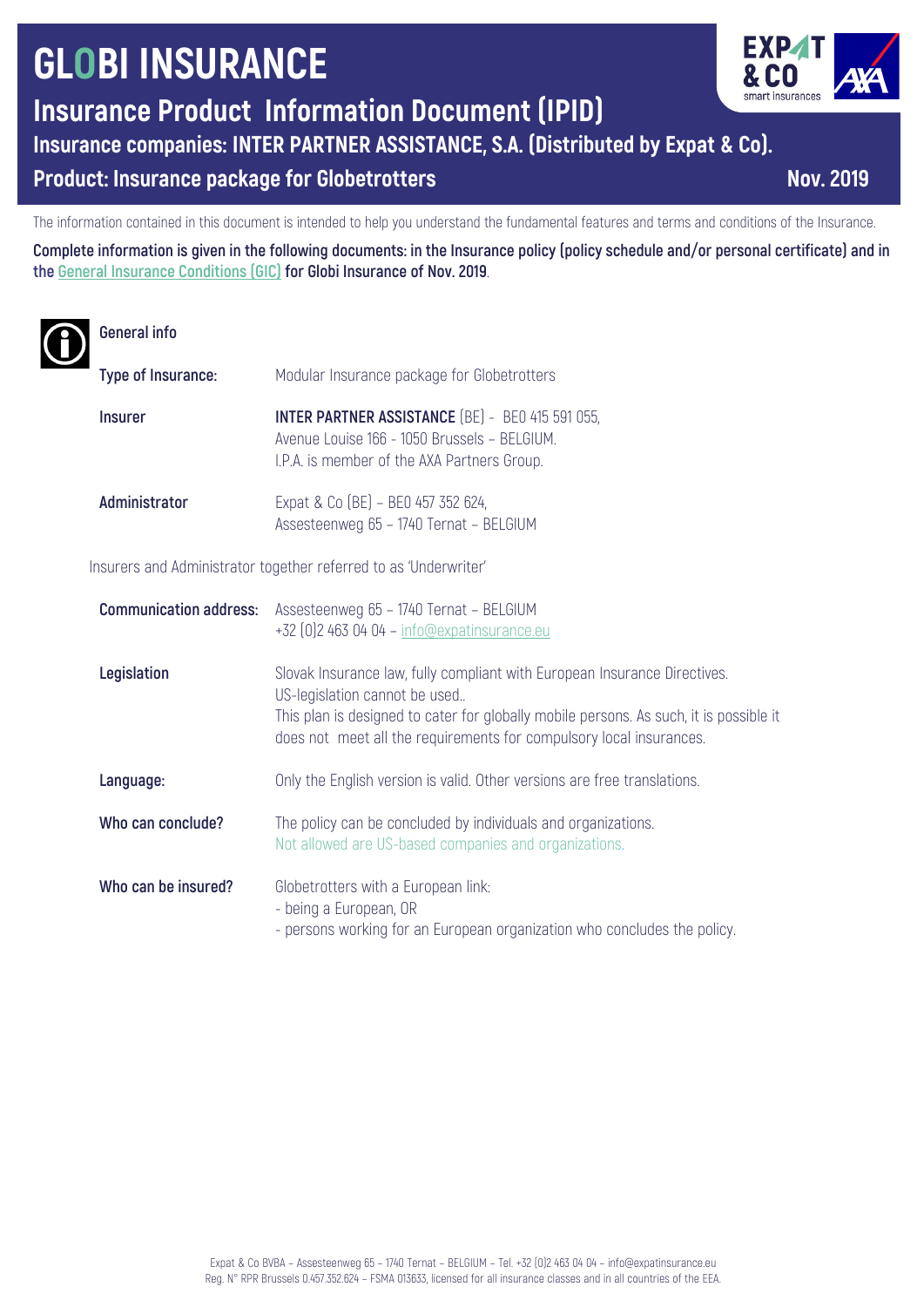# GLOBI INSURANCE

## Insurance Product Information Document (IPID)

### Insurance companies: INTER PARTNER ASSISTANCE, S.A. (Distributed by Expat & Co).

### Product: Insurance package for Globetrotters

**Nov. 2019**

The information contained in this document is intended to help you understand the fundamental features and terms and conditions of the Insurance.

**Complete information is given in the following documents: in the Insurance policy (policy schedule and/or personal certificate) and in the General Insurance Conditions (GIC) for Globi Insurance of Nov. 2019**.

### General info

**Type of Insurance:** Modular Insurance package for Globetrotters

**Insurer** **INTER PARTNER ASSISTANCE** (BE) - BE0 415 591 055, Avenue Louise 166 - 1050 Brussels – BELGIUM. I.P.A. is member of the AXA Partners Group.

**Administrator** Expat & Co (BE) – BE0 457 352 624, Assesteenweg 65 – 1740 Ternat – BELGIUM

Insurers and Administrator together referred to as 'Underwriter'

**Communication address:** Assesteenweg 65 – 1740 Ternat – BELGIUM
+32 (0)2 463 04 04 – info@expatinsurance.eu

**Legislation** Slovak Insurance law, fully compliant with European Insurance Directives.
US-legislation cannot be used..
This plan is designed to cater for globally mobile persons. As such, it is possible it does not meet all the requirements for compulsory local insurances.

**Language:** Only the English version is valid. Other versions are free translations.

**Who can conclude?** The policy can be concluded by individuals and organizations.
Not allowed are US-based companies and organizations.

**Who can be insured?** Globetrotters with a European link:
- being a European, OR
- persons working for an European organization who concludes the policy.

Expat & Co BVBA – Assesteenweg 65 – 1740 Ternat – BELGIUM – Tel. +32 (0)2 463 04 04 – info@expatinsurance.eu
Reg. N° RPR Brussels 0.457.352.624 – FSMA 013633, licensed for all insurance classes and in all countries of the EEA.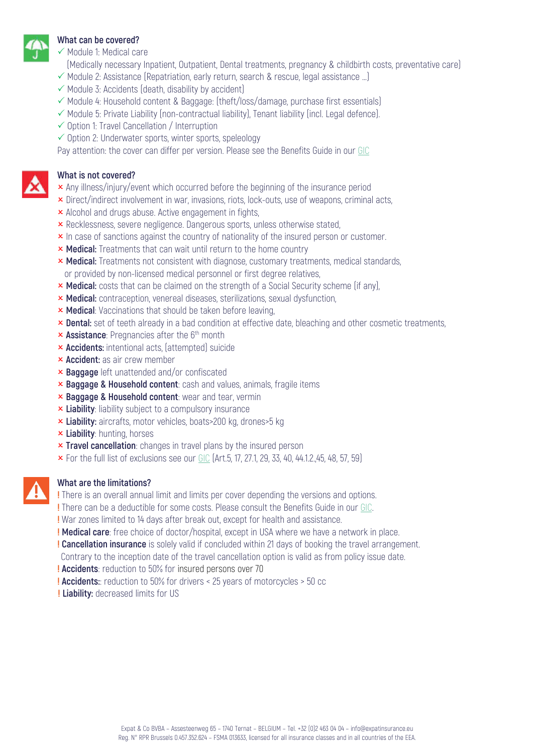### What can be covered?

- ✓ Module 1: Medical care
  (Medically necessary Inpatient, Outpatient, Dental treatments, pregnancy & childbirth costs, preventative care)
- ✓ Module 2: Assistance (Repatriation, early return, search & rescue, legal assistance …)
- ✓ Module 3: Accidents (death, disability by accident)
- ✓ Module 4: Household content & Baggage: (theft/loss/damage, purchase first essentials)
- ✓ Module 5: Private Liability (non-contractual liability), Tenant liability (incl. Legal defence).
- ✓ Option 1: Travel Cancellation / Interruption
- ✓ Option 2: Underwater sports, winter sports, speleology

Pay attention: the cover can differ per version. Please see the Benefits Guide in our GIC

### What is not covered?

- × Any illness/injury/event which occurred before the beginning of the insurance period
- × Direct/indirect involvement in war, invasions, riots, lock-outs, use of weapons, criminal acts,
- × Alcohol and drugs abuse. Active engagement in fights,
- × Recklessness, severe negligence. Dangerous sports, unless otherwise stated,
- × In case of sanctions against the country of nationality of the insured person or customer.
- × **Medical:** Treatments that can wait until return to the home country
- × **Medical:** Treatments not consistent with diagnose, customary treatments, medical standards, or provided by non-licensed medical personnel or first degree relatives,
- × **Medical:** costs that can be claimed on the strength of a Social Security scheme (if any),
- × **Medical:** contraception, venereal diseases, sterilizations, sexual dysfunction,
- × **Medical**: Vaccinations that should be taken before leaving,
- × **Dental:** set of teeth already in a bad condition at effective date, bleaching and other cosmetic treatments,
- × **Assistance**: Pregnancies after the 6th month
- × **Accidents:** intentional acts, (attempted) suicide
- × **Accident:** as air crew member
- × **Baggage** left unattended and/or confiscated
- × **Baggage & Household content**: cash and values, animals, fragile items
- × **Baggage & Household content**: wear and tear, vermin
- × **Liability**: liability subject to a compulsory insurance
- × **Liability:** aircrafts, motor vehicles, boats>200 kg, drones>5 kg
- × **Liability**: hunting, horses
- × **Travel cancellation**: changes in travel plans by the insured person
- × For the full list of exclusions see our GIC (Art.5, 17, 27.1, 29, 33, 40, 44.1.2.,45, 48, 57, 59)

### What are the limitations?

- ! There is an overall annual limit and limits per cover depending the versions and options.
- ! There can be a deductible for some costs. Please consult the Benefits Guide in our GIC.
- ! War zones limited to 14 days after break out, except for health and assistance.
- ! **Medical care**: free choice of doctor/hospital, except in USA where we have a network in place.
- ! **Cancellation insurance** is solely valid if concluded within 21 days of booking the travel arrangement. Contrary to the inception date of the travel cancellation option is valid as from policy issue date.
- ! **Accidents**: reduction to 50% for insured persons over 70
- ! **Accidents:**: reduction to 50% for drivers < 25 years of motorcycles > 50 cc
- ! **Liability:** decreased limits for US

Expat & Co BVBA – Assesteenweg 65 – 1740 Ternat – BELGIUM – Tel. +32 (0)2 463 04 04 – info@expatinsurance.eu
Reg. N° RPR Brussels 0.457.352.624 – FSMA 013633, licensed for all insurance classes and in all countries of the EEA.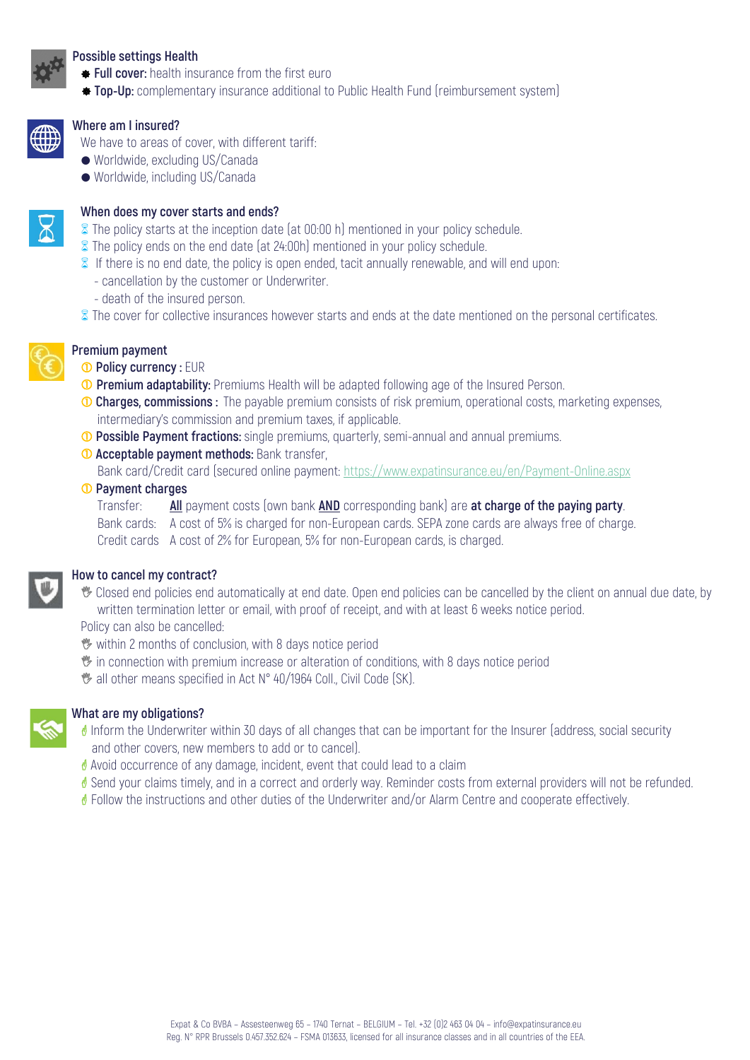## Possible settings Health

- **Full cover:** health insurance from the first euro
- **Top-Up:** complementary insurance additional to Public Health Fund (reimbursement system)

## Where am I insured?

We have to areas of cover, with different tariff:

- Worldwide, excluding US/Canada
- Worldwide, including US/Canada

## When does my cover starts and ends?

- The policy starts at the inception date (at 00:00 h) mentioned in your policy schedule.
- The policy ends on the end date (at 24:00h) mentioned in your policy schedule.
- If there is no end date, the policy is open ended, tacit annually renewable, and will end upon:
  - cancellation by the customer or Underwriter.
  - death of the insured person.
- The cover for collective insurances however starts and ends at the date mentioned on the personal certificates.

## Premium payment

- **Policy currency :** EUR
- **Premium adaptability:** Premiums Health will be adapted following age of the Insured Person.
- **Charges, commissions :** The payable premium consists of risk premium, operational costs, marketing expenses, intermediary's commission and premium taxes, if applicable.
- **Possible Payment fractions:** single premiums, quarterly, semi-annual and annual premiums.
- **Acceptable payment methods:** Bank transfer, Bank card/Credit card (secured online payment: https://www.expatinsurance.eu/en/Payment-Online.aspx
- **Payment charges**

| | |
|---|---|
| Transfer: | **All** payment costs (own bank **AND** corresponding bank) are **at charge of the paying party**. |
| Bank cards: | A cost of 5% is charged for non-European cards. SEPA zone cards are always free of charge. |
| Credit cards | A cost of 2% for European, 5% for non-European cards, is charged. |

## How to cancel my contract?

- Closed end policies end automatically at end date. Open end policies can be cancelled by the client on annual due date, by written termination letter or email, with proof of receipt, and with at least 6 weeks notice period.

Policy can also be cancelled:

- within 2 months of conclusion, with 8 days notice period
- in connection with premium increase or alteration of conditions, with 8 days notice period
- all other means specified in Act N° 40/1964 Coll., Civil Code (SK).

## What are my obligations?

- Inform the Underwriter within 30 days of all changes that can be important for the Insurer (address, social security and other covers, new members to add or to cancel).
- Avoid occurrence of any damage, incident, event that could lead to a claim
- Send your claims timely, and in a correct and orderly way. Reminder costs from external providers will not be refunded.
- Follow the instructions and other duties of the Underwriter and/or Alarm Centre and cooperate effectively.